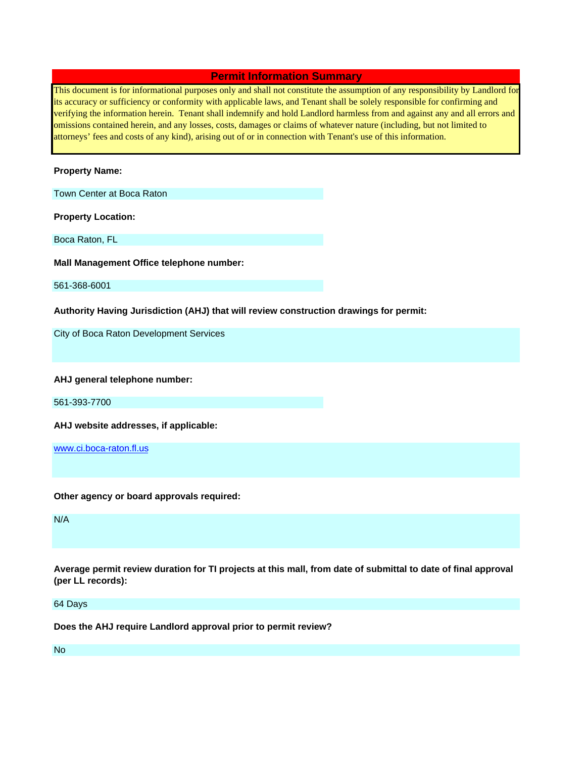# Permit Information Summary

This document is for informational purposes only and shall not constitute the assumption of any responsibility by Landlord for its accuracy or sufficiency or conformity with applicable laws, and Tenant shall be solely responsible for confirming and verifying the information herein. Tenant shall indemnify and hold Landlord harmless from and against any and all errors and omissions contained herein, and any losses, costs, damages or claims of whatever nature (including, but not limited to attorneys' fees and costs of any kind), arising out of or in connection with Tenant's use of this information.

**Property Name:**

Town Center at Boca Raton

**Property Location:**

Boca Raton, FL

**Mall Management Office telephone number:**

561-368-6001

**Authority Having Jurisdiction (AHJ) that will review construction drawings for permit:**

City of Boca Raton Development Services

**AHJ general telephone number:**

561-393-7700

**AHJ website addresses, if applicable:**

www.ci.boca-raton.fl.us

**Other agency or board approvals required:**

N/A

**Average permit review duration for TI projects at this mall, from date of submittal to date of final approval (per LL records):**

64 Days

**Does the AHJ require Landlord approval prior to permit review?**

No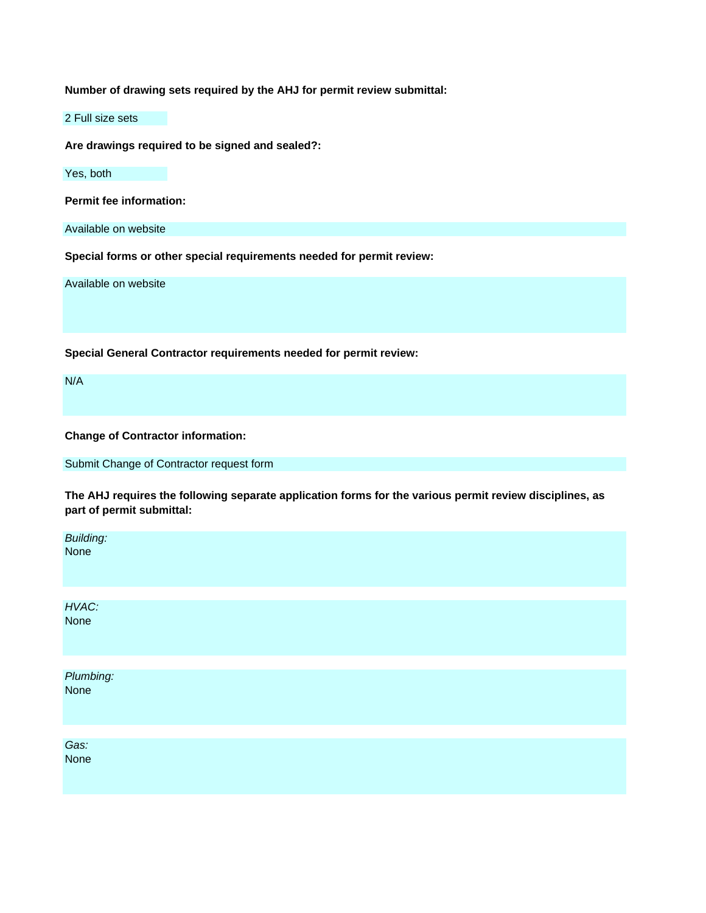**Number of drawing sets required by the AHJ for permit review submittal:**

2 Full size sets

**Are drawings required to be signed and sealed?:**

Yes, both

**Permit fee information:**

Available on website

**Special forms or other special requirements needed for permit review:**

Available on website

**Special General Contractor requirements needed for permit review:**

N/A

**Change of Contractor information:**

Submit Change of Contractor request form

**The AHJ requires the following separate application forms for the various permit review disciplines, as part of permit submittal:**

*Building:*
None

*HVAC:*
None

*Plumbing:*
None

*Gas:*
None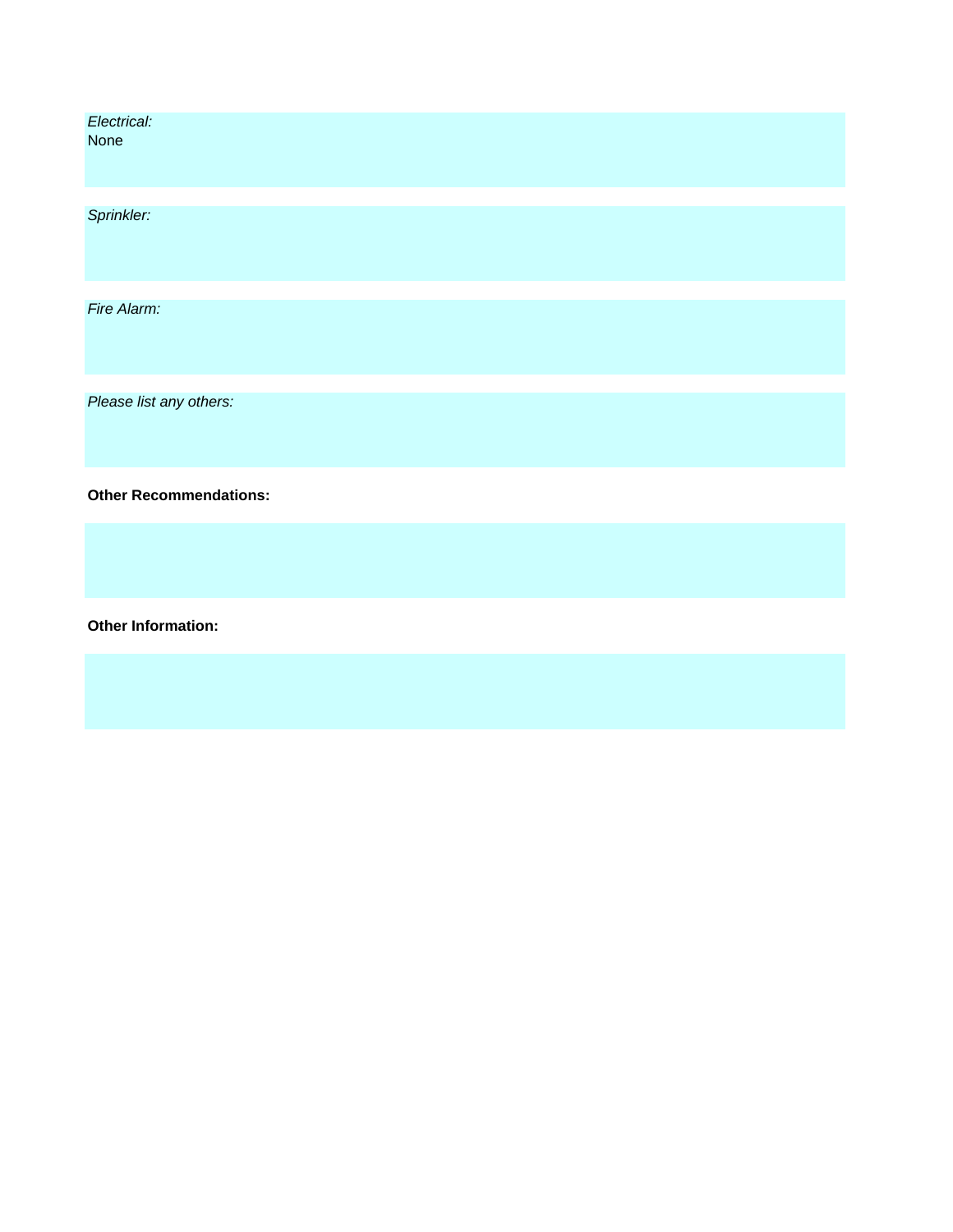*Electrical:*
None

*Sprinkler:*

*Fire Alarm:*

*Please list any others:*

**Other Recommendations:**

**Other Information:**